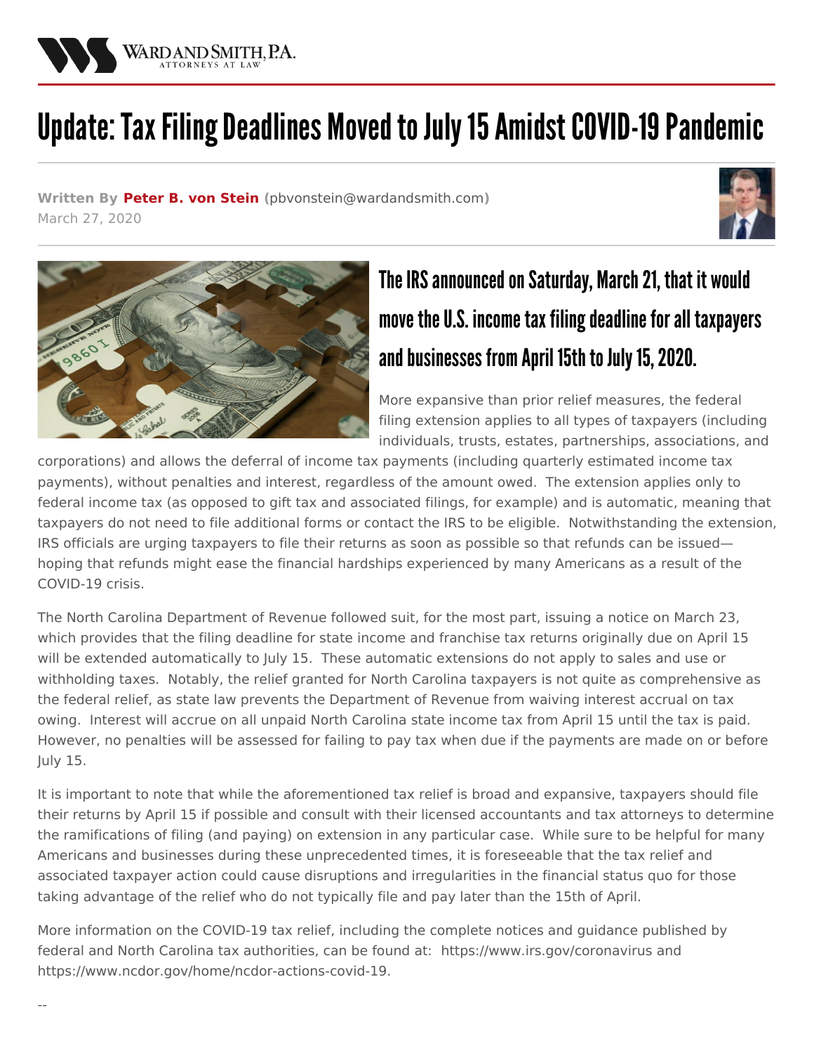# Update: Tax Filing Deadlines Moved to July 15 Amidst COVID-19 Pandemic

**Written By Peter B. von Stein** (pbvonstein@wardandsmith.com)
March 27, 2020

## The IRS announced on Saturday, March 21, that it would move the U.S. income tax filing deadline for all taxpayers and businesses from April 15th to July 15, 2020.

More expansive than prior relief measures, the federal filing extension applies to all types of taxpayers (including individuals, trusts, estates, partnerships, associations, and corporations) and allows the deferral of income tax payments (including quarterly estimated income tax payments), without penalties and interest, regardless of the amount owed. The extension applies only to federal income tax (as opposed to gift tax and associated filings, for example) and is automatic, meaning that taxpayers do not need to file additional forms or contact the IRS to be eligible. Notwithstanding the extension, IRS officials are urging taxpayers to file their returns as soon as possible so that refunds can be issued—hoping that refunds might ease the financial hardships experienced by many Americans as a result of the COVID-19 crisis.

The North Carolina Department of Revenue followed suit, for the most part, issuing a notice on March 23, which provides that the filing deadline for state income and franchise tax returns originally due on April 15 will be extended automatically to July 15. These automatic extensions do not apply to sales and use or withholding taxes. Notably, the relief granted for North Carolina taxpayers is not quite as comprehensive as the federal relief, as state law prevents the Department of Revenue from waiving interest accrual on tax owing. Interest will accrue on all unpaid North Carolina state income tax from April 15 until the tax is paid. However, no penalties will be assessed for failing to pay tax when due if the payments are made on or before July 15.

It is important to note that while the aforementioned tax relief is broad and expansive, taxpayers should file their returns by April 15 if possible and consult with their licensed accountants and tax attorneys to determine the ramifications of filing (and paying) on extension in any particular case. While sure to be helpful for many Americans and businesses during these unprecedented times, it is foreseeable that the tax relief and associated taxpayer action could cause disruptions and irregularities in the financial status quo for those taking advantage of the relief who do not typically file and pay later than the 15th of April.

More information on the COVID-19 tax relief, including the complete notices and guidance published by federal and North Carolina tax authorities, can be found at: https://www.irs.gov/coronavirus and https://www.ncdor.gov/home/ncdor-actions-covid-19.

--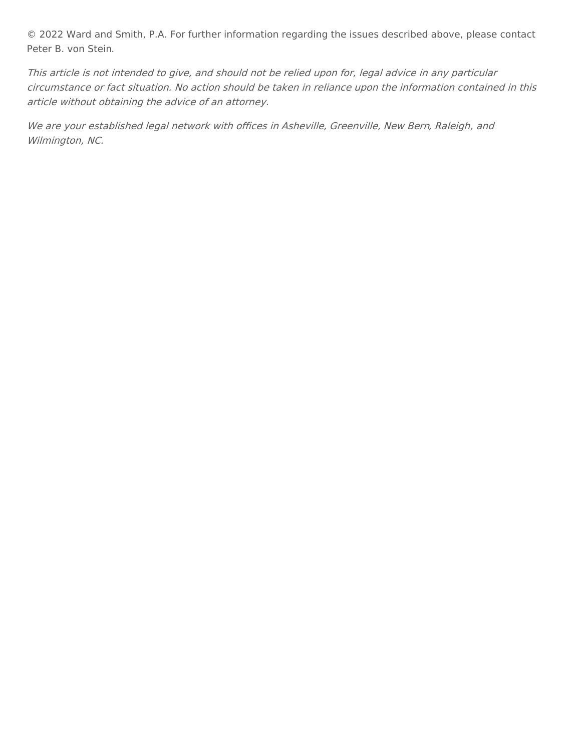© 2022 Ward and Smith, P.A. For further information regarding the issues described above, please contact Peter B. von Stein.

*This article is not intended to give, and should not be relied upon for, legal advice in any particular circumstance or fact situation. No action should be taken in reliance upon the information contained in this article without obtaining the advice of an attorney.*

*We are your established legal network with offices in Asheville, Greenville, New Bern, Raleigh, and Wilmington, NC.*